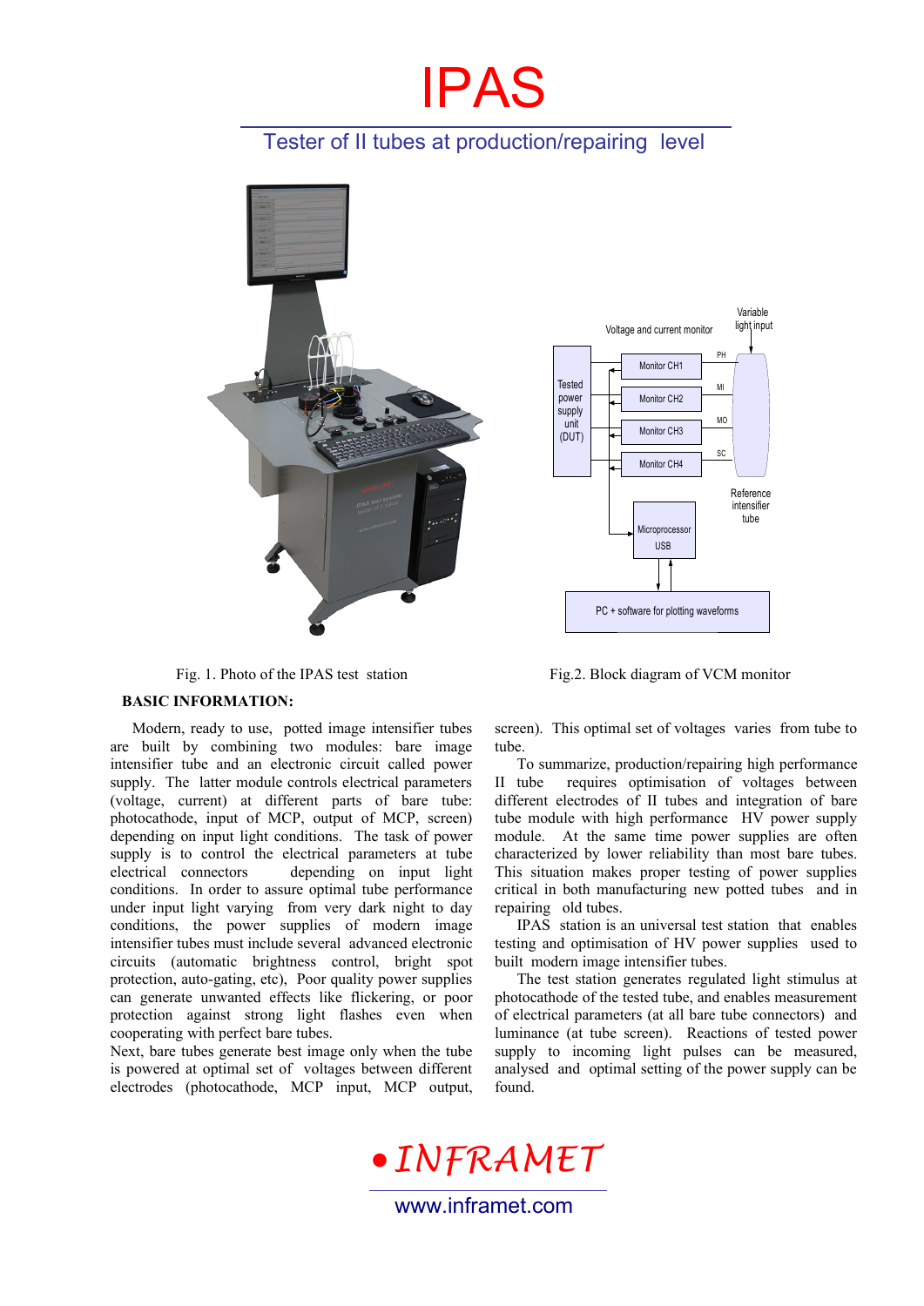# IPAS

## Tester of II tubes at production/repairing level

Fig. 1. Photo of the IPAS test station

Fig.2. Block diagram of VCM monitor

**BASIC INFORMATION:**

Modern, ready to use, potted image intensifier tubes are built by combining two modules: bare image intensifier tube and an electronic circuit called power supply. The latter module controls electrical parameters (voltage, current) at different parts of bare tube: photocathode, input of MCP, output of MCP, screen) depending on input light conditions. The task of power supply is to control the electrical parameters at tube electrical connectors depending on input light conditions. In order to assure optimal tube performance under input light varying from very dark night to day conditions, the power supplies of modern image intensifier tubes must include several advanced electronic circuits (automatic brightness control, bright spot protection, auto-gating, etc), Poor quality power supplies can generate unwanted effects like flickering, or poor protection against strong light flashes even when cooperating with perfect bare tubes.

Next, bare tubes generate best image only when the tube is powered at optimal set of voltages between different electrodes (photocathode, MCP input, MCP output, screen). This optimal set of voltages varies from tube to tube.

To summarize, production/repairing high performance II tube requires optimisation of voltages between different electrodes of II tubes and integration of bare tube module with high performance HV power supply module. At the same time power supplies are often characterized by lower reliability than most bare tubes. This situation makes proper testing of power supplies critical in both manufacturing new potted tubes and in repairing old tubes.

IPAS station is an universal test station that enables testing and optimisation of HV power supplies used to built modern image intensifier tubes.

The test station generates regulated light stimulus at photocathode of the tested tube, and enables measurement of electrical parameters (at all bare tube connectors) and luminance (at tube screen). Reactions of tested power supply to incoming light pulses can be measured, analysed and optimal setting of the power supply can be found.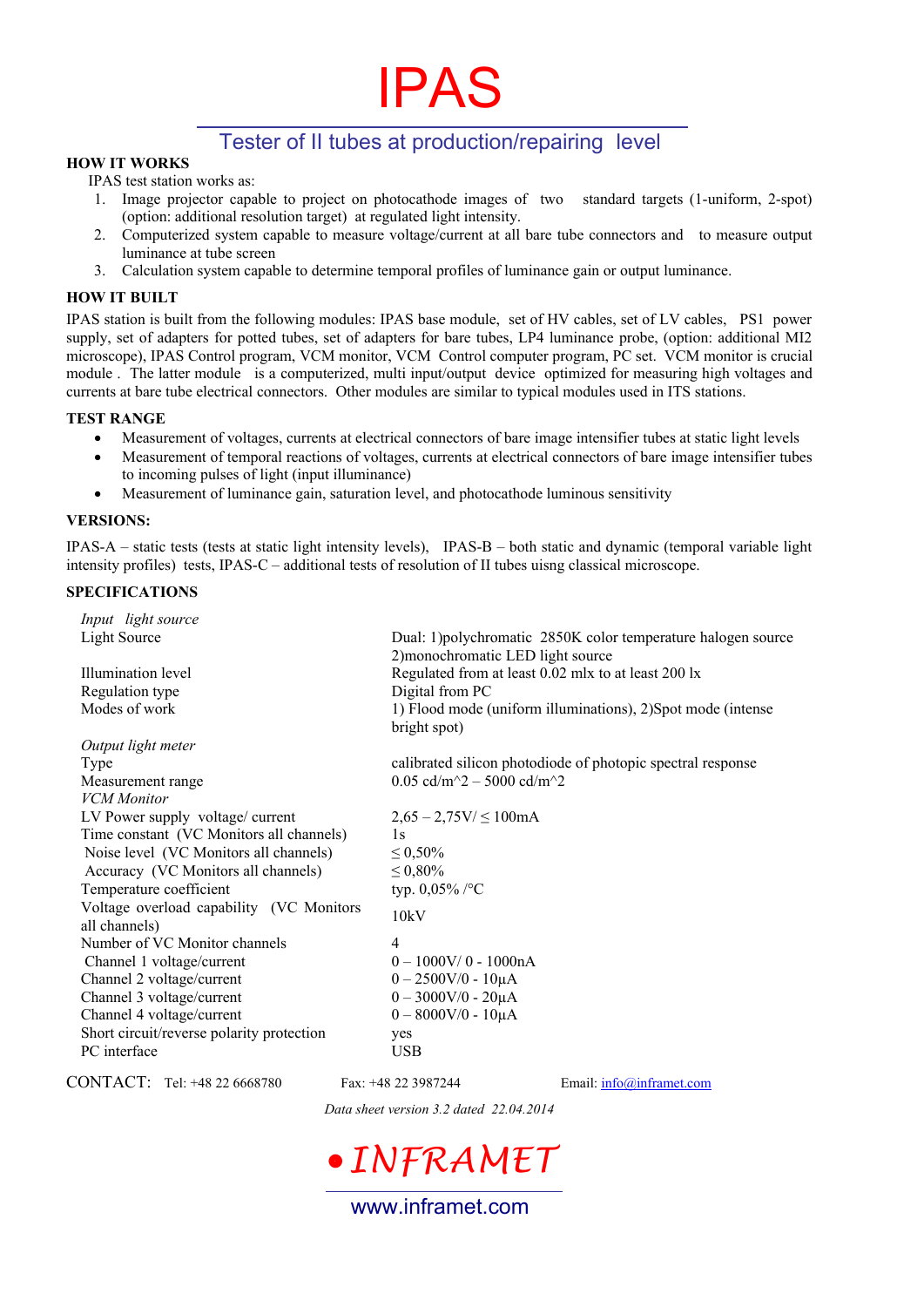# IPAS

## Tester of II tubes at production/repairing level

**HOW IT WORKS**

IPAS test station works as:

1. Image projector capable to project on photocathode images of two standard targets (1-uniform, 2-spot) (option: additional resolution target) at regulated light intensity.
2. Computerized system capable to measure voltage/current at all bare tube connectors and to measure output luminance at tube screen
3. Calculation system capable to determine temporal profiles of luminance gain or output luminance.

**HOW IT BUILT**

IPAS station is built from the following modules: IPAS base module, set of HV cables, set of LV cables, PS1 power supply, set of adapters for potted tubes, set of adapters for bare tubes, LP4 luminance probe, (option: additional MI2 microscope), IPAS Control program, VCM monitor, VCM Control computer program, PC set. VCM monitor is crucial module . The latter module is a computerized, multi input/output device optimized for measuring high voltages and currents at bare tube electrical connectors. Other modules are similar to typical modules used in ITS stations.

**TEST RANGE**

- Measurement of voltages, currents at electrical connectors of bare image intensifier tubes at static light levels
- Measurement of temporal reactions of voltages, currents at electrical connectors of bare image intensifier tubes to incoming pulses of light (input illuminance)
- Measurement of luminance gain, saturation level, and photocathode luminous sensitivity

**VERSIONS:**

IPAS-A – static tests (tests at static light intensity levels), IPAS-B – both static and dynamic (temporal variable light intensity profiles) tests, IPAS-C – additional tests of resolution of II tubes uisng classical microscope.

**SPECIFICATIONS**

| | |
|---|---|
| *Input light source* | |
| Light Source | Dual: 1)polychromatic 2850K color temperature halogen source 2)monochromatic LED light source |
| Illumination level | Regulated from at least 0.02 mlx to at least 200 lx |
| Regulation type | Digital from PC |
| Modes of work | 1) Flood mode (uniform illuminations), 2)Spot mode (intense bright spot) |
| *Output light meter* | |
| Type | calibrated silicon photodiode of photopic spectral response |
| Measurement range | 0.05 cd/m^2 – 5000 cd/m^2 |
| *VCM Monitor* | |
| LV Power supply voltage/ current | 2,65 – 2,75V/ ≤ 100mA |
| Time constant (VC Monitors all channels) | 1s |
| Noise level (VC Monitors all channels) | ≤ 0,50% |
| Accuracy (VC Monitors all channels) | ≤ 0,80% |
| Temperature coefficient | typ. 0,05% /°C |
| Voltage overload capability (VC Monitors all channels) | 10kV |
| Number of VC Monitor channels | 4 |
| Channel 1 voltage/current | 0 – 1000V/ 0 - 1000nA |
| Channel 2 voltage/current | 0 – 2500V/0 - 10µA |
| Channel 3 voltage/current | 0 – 3000V/0 - 20µA |
| Channel 4 voltage/current | 0 – 8000V/0 - 10µA |
| Short circuit/reverse polarity protection | yes |
| PC interface | USB |

CONTACT: Tel: +48 22 6668780 Fax: +48 22 3987244 Email: info@inframet.com

*Data sheet version 3.2 dated 22.04.2014*

INFRAMET

www.inframet.com